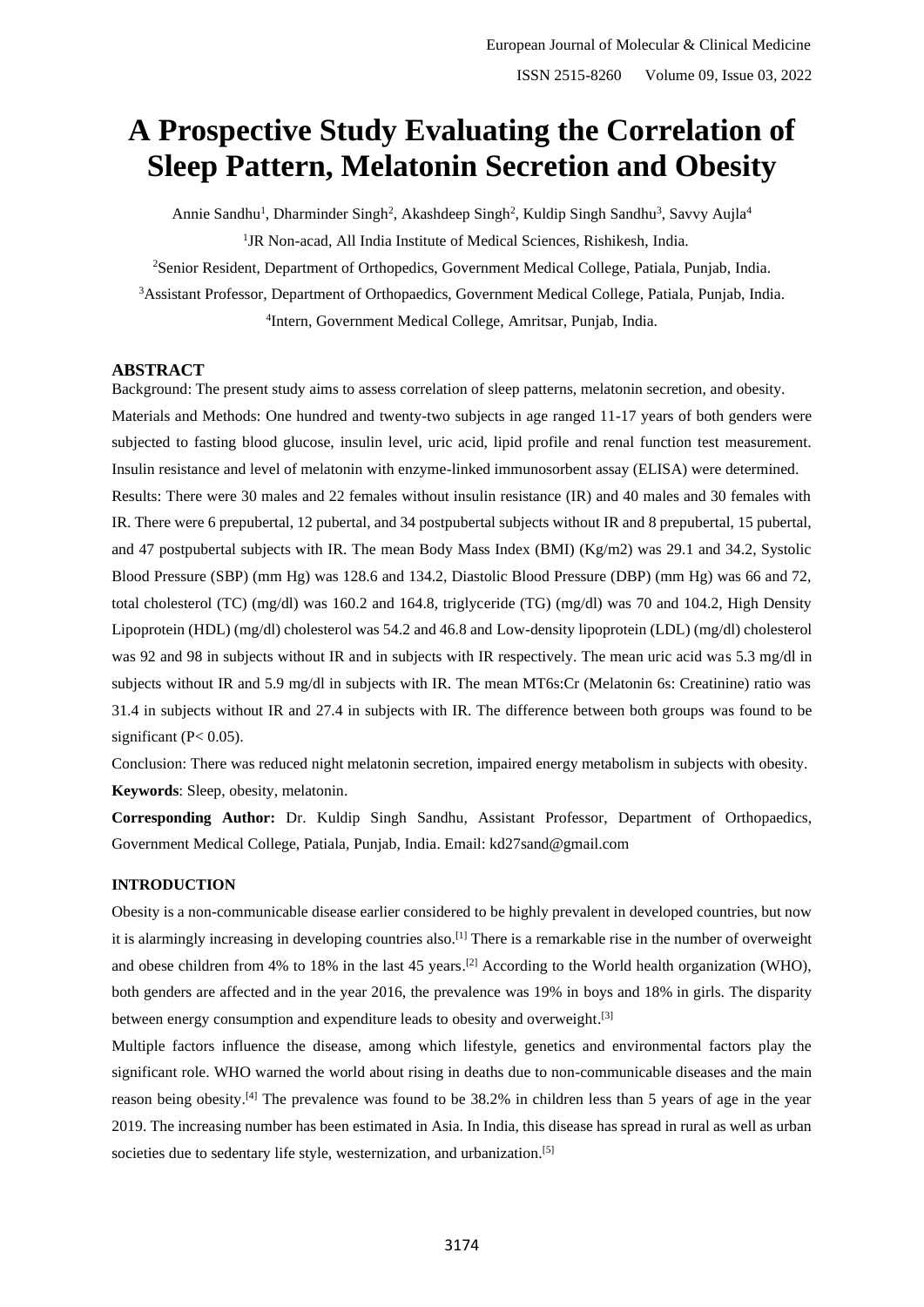# A Prospective Study Evaluating the Correlation of Sleep Pattern, Melatonin Secretion and Obesity

Annie Sandhu[1], Dharminder Singh[2], Akashdeep Singh[2], Kuldip Singh Sandhu[3], Savvy Aujla[4]

[1]JR Non-acad, All India Institute of Medical Sciences, Rishikesh, India.

[2]Senior Resident, Department of Orthopedics, Government Medical College, Patiala, Punjab, India.

[3]Assistant Professor, Department of Orthopaedics, Government Medical College, Patiala, Punjab, India.

[4]Intern, Government Medical College, Amritsar, Punjab, India.

## ABSTRACT

Background: The present study aims to assess correlation of sleep patterns, melatonin secretion, and obesity.

Materials and Methods: One hundred and twenty-two subjects in age ranged 11-17 years of both genders were subjected to fasting blood glucose, insulin level, uric acid, lipid profile and renal function test measurement. Insulin resistance and level of melatonin with enzyme-linked immunosorbent assay (ELISA) were determined.

Results: There were 30 males and 22 females without insulin resistance (IR) and 40 males and 30 females with IR. There were 6 prepubertal, 12 pubertal, and 34 postpubertal subjects without IR and 8 prepubertal, 15 pubertal, and 47 postpubertal subjects with IR. The mean Body Mass Index (BMI) (Kg/m2) was 29.1 and 34.2, Systolic Blood Pressure (SBP) (mm Hg) was 128.6 and 134.2, Diastolic Blood Pressure (DBP) (mm Hg) was 66 and 72, total cholesterol (TC) (mg/dl) was 160.2 and 164.8, triglyceride (TG) (mg/dl) was 70 and 104.2, High Density Lipoprotein (HDL) (mg/dl) cholesterol was 54.2 and 46.8 and Low-density lipoprotein (LDL) (mg/dl) cholesterol was 92 and 98 in subjects without IR and in subjects with IR respectively. The mean uric acid was 5.3 mg/dl in subjects without IR and 5.9 mg/dl in subjects with IR. The mean MT6s:Cr (Melatonin 6s: Creatinine) ratio was 31.4 in subjects without IR and 27.4 in subjects with IR. The difference between both groups was found to be significant ($P < 0.05$).

Conclusion: There was reduced night melatonin secretion, impaired energy metabolism in subjects with obesity.

**Keywords**: Sleep, obesity, melatonin.

**Corresponding Author:** Dr. Kuldip Singh Sandhu, Assistant Professor, Department of Orthopaedics, Government Medical College, Patiala, Punjab, India. Email: kd27sand@gmail.com

## INTRODUCTION

Obesity is a non-communicable disease earlier considered to be highly prevalent in developed countries, but now it is alarmingly increasing in developing countries also.[1] There is a remarkable rise in the number of overweight and obese children from 4% to 18% in the last 45 years.[2] According to the World health organization (WHO), both genders are affected and in the year 2016, the prevalence was 19% in boys and 18% in girls. The disparity between energy consumption and expenditure leads to obesity and overweight.[3]

Multiple factors influence the disease, among which lifestyle, genetics and environmental factors play the significant role. WHO warned the world about rising in deaths due to non-communicable diseases and the main reason being obesity.[4] The prevalence was found to be 38.2% in children less than 5 years of age in the year 2019. The increasing number has been estimated in Asia. In India, this disease has spread in rural as well as urban societies due to sedentary life style, westernization, and urbanization.[5]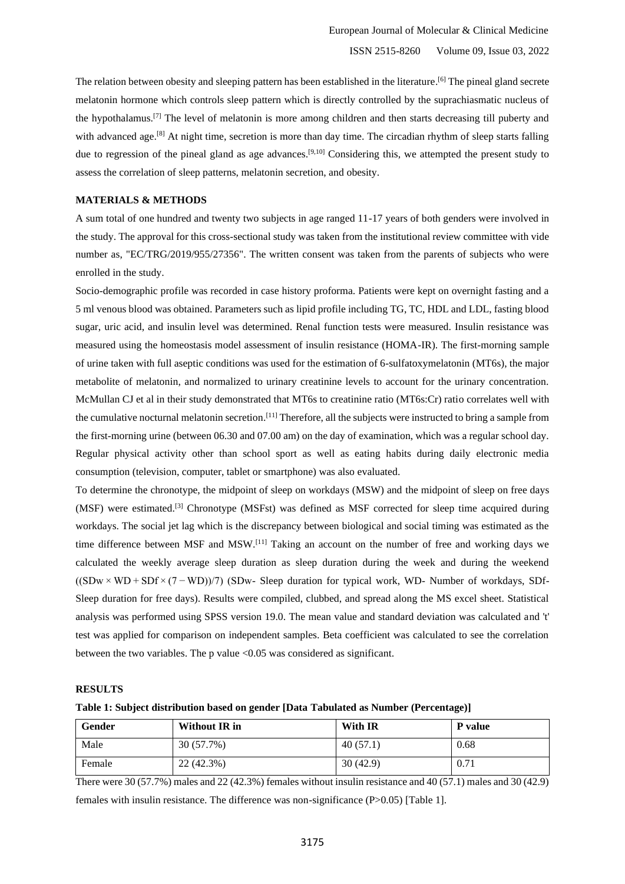The relation between obesity and sleeping pattern has been established in the literature.[6] The pineal gland secrete melatonin hormone which controls sleep pattern which is directly controlled by the suprachiasmatic nucleus of the hypothalamus.[7] The level of melatonin is more among children and then starts decreasing till puberty and with advanced age.[8] At night time, secretion is more than day time. The circadian rhythm of sleep starts falling due to regression of the pineal gland as age advances.[9,10] Considering this, we attempted the present study to assess the correlation of sleep patterns, melatonin secretion, and obesity.

## MATERIALS & METHODS

A sum total of one hundred and twenty two subjects in age ranged 11-17 years of both genders were involved in the study. The approval for this cross-sectional study was taken from the institutional review committee with vide number as, "EC/TRG/2019/955/27356". The written consent was taken from the parents of subjects who were enrolled in the study.

Socio-demographic profile was recorded in case history proforma. Patients were kept on overnight fasting and a 5 ml venous blood was obtained. Parameters such as lipid profile including TG, TC, HDL and LDL, fasting blood sugar, uric acid, and insulin level was determined. Renal function tests were measured. Insulin resistance was measured using the homeostasis model assessment of insulin resistance (HOMA-IR). The first-morning sample of urine taken with full aseptic conditions was used for the estimation of 6-sulfatoxymelatonin (MT6s), the major metabolite of melatonin, and normalized to urinary creatinine levels to account for the urinary concentration. McMullan CJ et al in their study demonstrated that MT6s to creatinine ratio (MT6s:Cr) ratio correlates well with the cumulative nocturnal melatonin secretion.[11] Therefore, all the subjects were instructed to bring a sample from the first-morning urine (between 06.30 and 07.00 am) on the day of examination, which was a regular school day. Regular physical activity other than school sport as well as eating habits during daily electronic media consumption (television, computer, tablet or smartphone) was also evaluated.

To determine the chronotype, the midpoint of sleep on workdays (MSW) and the midpoint of sleep on free days (MSF) were estimated.[3] Chronotype (MSFst) was defined as MSF corrected for sleep time acquired during workdays. The social jet lag which is the discrepancy between biological and social timing was estimated as the time difference between MSF and MSW.[11] Taking an account on the number of free and working days we calculated the weekly average sleep duration as sleep duration during the week and during the weekend $((SDw \times WD + SDf \times (7 - WD))/7)$ (SDw- Sleep duration for typical work, WD- Number of workdays, SDf- Sleep duration for free days). Results were compiled, clubbed, and spread along the MS excel sheet. Statistical analysis was performed using SPSS version 19.0. The mean value and standard deviation was calculated and 't' test was applied for comparison on independent samples. Beta coefficient was calculated to see the correlation between the two variables. The p value <0.05 was considered as significant.

## RESULTS

**Table 1: Subject distribution based on gender [Data Tabulated as Number (Percentage)]**

| Gender | Without IR in | With IR | P value |
|---|---|---|---|
| Male | 30 (57.7%) | 40 (57.1) | 0.68 |
| Female | 22 (42.3%) | 30 (42.9) | 0.71 |

There were 30 (57.7%) males and 22 (42.3%) females without insulin resistance and 40 (57.1) males and 30 (42.9) females with insulin resistance. The difference was non-significance (P>0.05) [Table 1].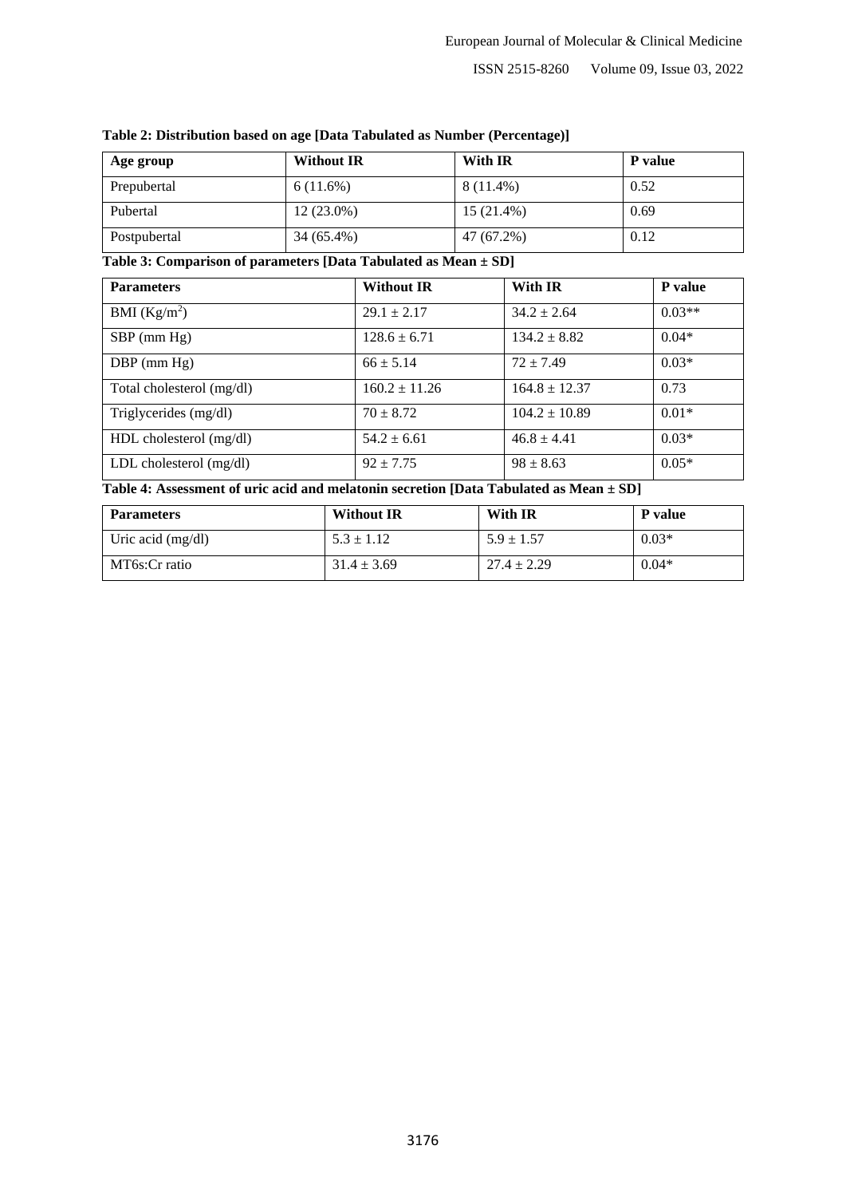**Table 2: Distribution based on age [Data Tabulated as Number (Percentage)]**

| Age group | Without IR | With IR | P value |
|---|---|---|---|
| Prepubertal | 6 (11.6%) | 8 (11.4%) | 0.52 |
| Pubertal | 12 (23.0%) | 15 (21.4%) | 0.69 |
| Postpubertal | 34 (65.4%) | 47 (67.2%) | 0.12 |

**Table 3: Comparison of parameters [Data Tabulated as Mean ± SD]**

| Parameters | Without IR | With IR | P value |
|---|---|---|---|
| BMI ($Kg/m^2$) | 29.1 ± 2.17 | 34.2 ± 2.64 | 0.03** |
| SBP (mm Hg) | 128.6 ± 6.71 | 134.2 ± 8.82 | 0.04* |
| DBP (mm Hg) | 66 ± 5.14 | 72 ± 7.49 | 0.03* |
| Total cholesterol (mg/dl) | 160.2 ± 11.26 | 164.8 ± 12.37 | 0.73 |
| Triglycerides (mg/dl) | 70 ± 8.72 | 104.2 ± 10.89 | 0.01* |
| HDL cholesterol (mg/dl) | 54.2 ± 6.61 | 46.8 ± 4.41 | 0.03* |
| LDL cholesterol (mg/dl) | 92 ± 7.75 | 98 ± 8.63 | 0.05* |

**Table 4: Assessment of uric acid and melatonin secretion [Data Tabulated as Mean ± SD]**

| Parameters | Without IR | With IR | P value |
|---|---|---|---|
| Uric acid (mg/dl) | 5.3 ± 1.12 | 5.9 ± 1.57 | 0.03* |
| MT6s:Cr ratio | 31.4 ± 3.69 | 27.4 ± 2.29 | 0.04* |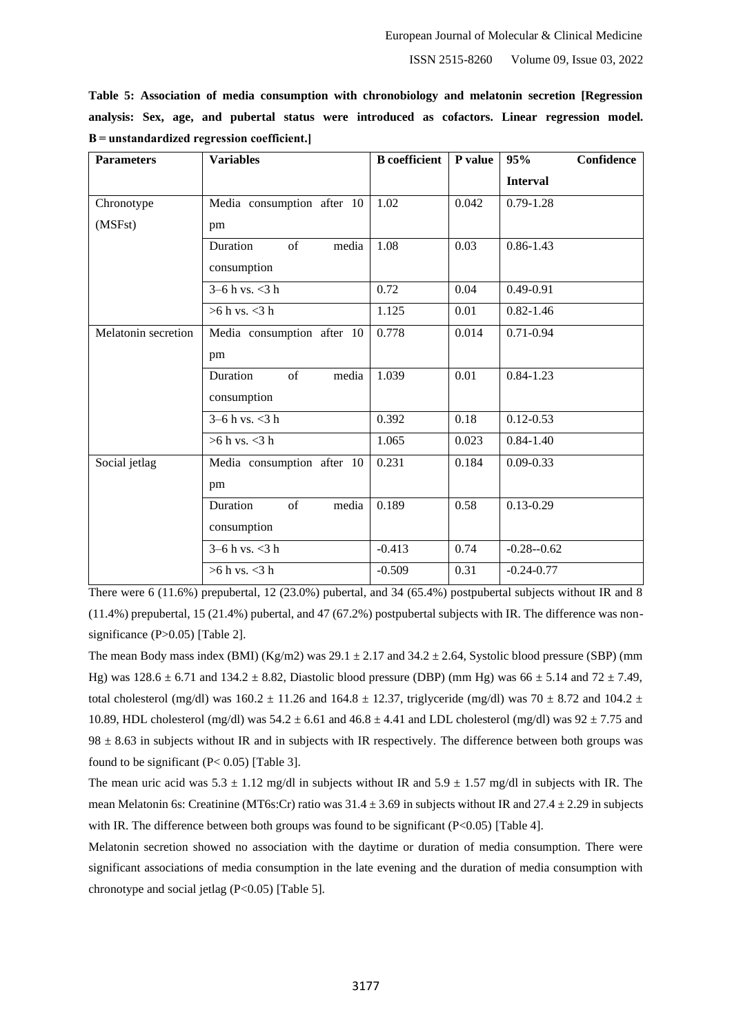**Table 5: Association of media consumption with chronobiology and melatonin secretion [Regression analysis: Sex, age, and pubertal status were introduced as cofactors. Linear regression model. B = unstandardized regression coefficient.]**

| Parameters | Variables | B coefficient | P value | 95% Confidence Interval |
|---|---|---|---|---|
| Chronotype (MSFst) | Media consumption after 10 pm | 1.02 | 0.042 | 0.79-1.28 |
| | Duration of media consumption | 1.08 | 0.03 | 0.86-1.43 |
| | 3–6 h vs. <3 h | 0.72 | 0.04 | 0.49-0.91 |
| | >6 h vs. <3 h | 1.125 | 0.01 | 0.82-1.46 |
| Melatonin secretion | Media consumption after 10 pm | 0.778 | 0.014 | 0.71-0.94 |
| | Duration of media consumption | 1.039 | 0.01 | 0.84-1.23 |
| | 3–6 h vs. <3 h | 0.392 | 0.18 | 0.12-0.53 |
| | >6 h vs. <3 h | 1.065 | 0.023 | 0.84-1.40 |
| Social jetlag | Media consumption after 10 pm | 0.231 | 0.184 | 0.09-0.33 |
| | Duration of media consumption | 0.189 | 0.58 | 0.13-0.29 |
| | 3–6 h vs. <3 h | -0.413 | 0.74 | -0.28--0.62 |
| | >6 h vs. <3 h | -0.509 | 0.31 | -0.24-0.77 |

There were 6 (11.6%) prepubertal, 12 (23.0%) pubertal, and 34 (65.4%) postpubertal subjects without IR and 8 (11.4%) prepubertal, 15 (21.4%) pubertal, and 47 (67.2%) postpubertal subjects with IR. The difference was non-significance (P>0.05) [Table 2].

The mean Body mass index (BMI) (Kg/m2) was 29.1 ± 2.17 and 34.2 ± 2.64, Systolic blood pressure (SBP) (mm Hg) was 128.6 ± 6.71 and 134.2 ± 8.82, Diastolic blood pressure (DBP) (mm Hg) was 66 ± 5.14 and 72 ± 7.49, total cholesterol (mg/dl) was 160.2 ± 11.26 and 164.8 ± 12.37, triglyceride (mg/dl) was 70 ± 8.72 and 104.2 ± 10.89, HDL cholesterol (mg/dl) was 54.2 ± 6.61 and 46.8 ± 4.41 and LDL cholesterol (mg/dl) was 92 ± 7.75 and 98 ± 8.63 in subjects without IR and in subjects with IR respectively. The difference between both groups was found to be significant (P< 0.05) [Table 3].

The mean uric acid was 5.3 ± 1.12 mg/dl in subjects without IR and 5.9 ± 1.57 mg/dl in subjects with IR. The mean Melatonin 6s: Creatinine (MT6s:Cr) ratio was 31.4 ± 3.69 in subjects without IR and 27.4 ± 2.29 in subjects with IR. The difference between both groups was found to be significant (P<0.05) [Table 4].

Melatonin secretion showed no association with the daytime or duration of media consumption. There were significant associations of media consumption in the late evening and the duration of media consumption with chronotype and social jetlag (P<0.05) [Table 5].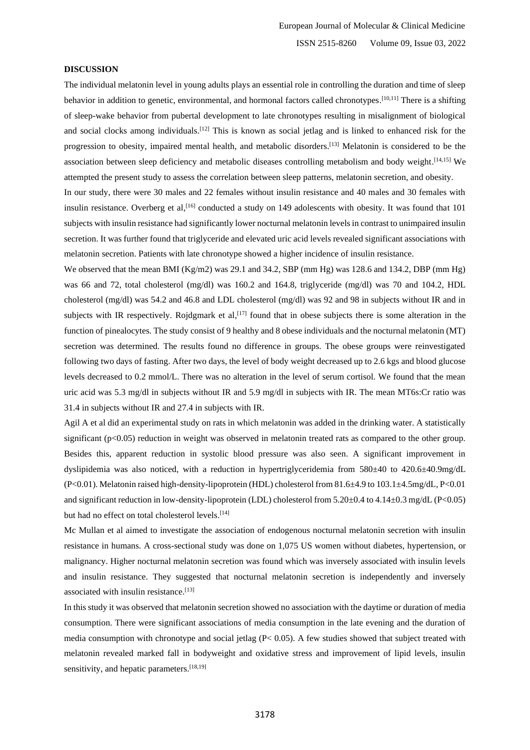## DISCUSSION

The individual melatonin level in young adults plays an essential role in controlling the duration and time of sleep behavior in addition to genetic, environmental, and hormonal factors called chronotypes.[10,11] There is a shifting of sleep-wake behavior from pubertal development to late chronotypes resulting in misalignment of biological and social clocks among individuals.[12] This is known as social jetlag and is linked to enhanced risk for the progression to obesity, impaired mental health, and metabolic disorders.[13] Melatonin is considered to be the association between sleep deficiency and metabolic diseases controlling metabolism and body weight.[14,15] We attempted the present study to assess the correlation between sleep patterns, melatonin secretion, and obesity.

In our study, there were 30 males and 22 females without insulin resistance and 40 males and 30 females with insulin resistance. Overberg et al,[16] conducted a study on 149 adolescents with obesity. It was found that 101 subjects with insulin resistance had significantly lower nocturnal melatonin levels in contrast to unimpaired insulin secretion. It was further found that triglyceride and elevated uric acid levels revealed significant associations with melatonin secretion. Patients with late chronotype showed a higher incidence of insulin resistance.

We observed that the mean BMI (Kg/m2) was 29.1 and 34.2, SBP (mm Hg) was 128.6 and 134.2, DBP (mm Hg) was 66 and 72, total cholesterol (mg/dl) was 160.2 and 164.8, triglyceride (mg/dl) was 70 and 104.2, HDL cholesterol (mg/dl) was 54.2 and 46.8 and LDL cholesterol (mg/dl) was 92 and 98 in subjects without IR and in subjects with IR respectively. Rojdgmark et al,[17] found that in obese subjects there is some alteration in the function of pinealocytes. The study consist of 9 healthy and 8 obese individuals and the nocturnal melatonin (MT) secretion was determined. The results found no difference in groups. The obese groups were reinvestigated following two days of fasting. After two days, the level of body weight decreased up to 2.6 kgs and blood glucose levels decreased to 0.2 mmol/L. There was no alteration in the level of serum cortisol. We found that the mean uric acid was 5.3 mg/dl in subjects without IR and 5.9 mg/dl in subjects with IR. The mean MT6s:Cr ratio was 31.4 in subjects without IR and 27.4 in subjects with IR.

Agil A et al did an experimental study on rats in which melatonin was added in the drinking water. A statistically significant ($p<0.05$) reduction in weight was observed in melatonin treated rats as compared to the other group. Besides this, apparent reduction in systolic blood pressure was also seen. A significant improvement in dyslipidemia was also noticed, with a reduction in hypertriglyceridemia from $580 \pm 40$ to $420.6 \pm 40.9$mg/dL ($P<0.01$). Melatonin raised high-density-lipoprotein (HDL) cholesterol from $81.6 \pm 4.9$ to $103.1 \pm 4.5$mg/dL, $P<0.01$ and significant reduction in low-density-lipoprotein (LDL) cholesterol from $5.20 \pm 0.4$ to $4.14 \pm 0.3$ mg/dL ($P<0.05$) but had no effect on total cholesterol levels.[14]

Mc Mullan et al aimed to investigate the association of endogenous nocturnal melatonin secretion with insulin resistance in humans. A cross-sectional study was done on 1,075 US women without diabetes, hypertension, or malignancy. Higher nocturnal melatonin secretion was found which was inversely associated with insulin levels and insulin resistance. They suggested that nocturnal melatonin secretion is independently and inversely associated with insulin resistance.[13]

In this study it was observed that melatonin secretion showed no association with the daytime or duration of media consumption. There were significant associations of media consumption in the late evening and the duration of media consumption with chronotype and social jetlag ($P< 0.05$). A few studies showed that subject treated with melatonin revealed marked fall in bodyweight and oxidative stress and improvement of lipid levels, insulin sensitivity, and hepatic parameters.[18,19]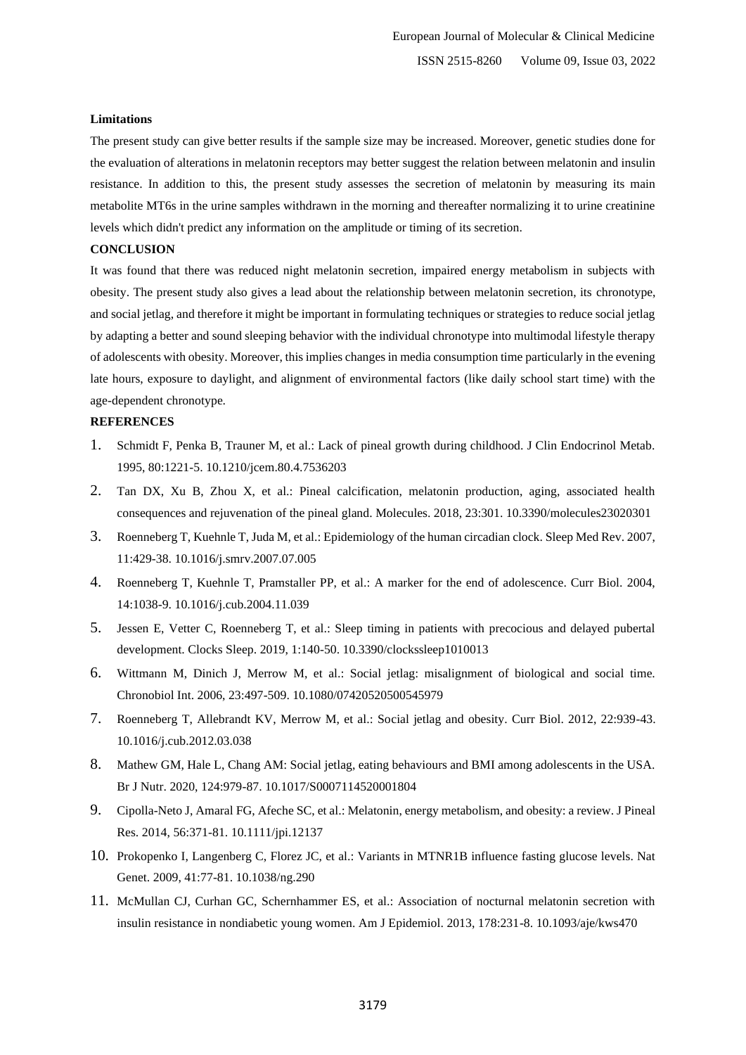**Limitations**

The present study can give better results if the sample size may be increased. Moreover, genetic studies done for the evaluation of alterations in melatonin receptors may better suggest the relation between melatonin and insulin resistance. In addition to this, the present study assesses the secretion of melatonin by measuring its main metabolite MT6s in the urine samples withdrawn in the morning and thereafter normalizing it to urine creatinine levels which didn't predict any information on the amplitude or timing of its secretion.

## CONCLUSION

It was found that there was reduced night melatonin secretion, impaired energy metabolism in subjects with obesity. The present study also gives a lead about the relationship between melatonin secretion, its chronotype, and social jetlag, and therefore it might be important in formulating techniques or strategies to reduce social jetlag by adapting a better and sound sleeping behavior with the individual chronotype into multimodal lifestyle therapy of adolescents with obesity. Moreover, this implies changes in media consumption time particularly in the evening late hours, exposure to daylight, and alignment of environmental factors (like daily school start time) with the age-dependent chronotype.

## REFERENCES

1. Schmidt F, Penka B, Trauner M, et al.: Lack of pineal growth during childhood. J Clin Endocrinol Metab. 1995, 80:1221-5. 10.1210/jcem.80.4.7536203
2. Tan DX, Xu B, Zhou X, et al.: Pineal calcification, melatonin production, aging, associated health consequences and rejuvenation of the pineal gland. Molecules. 2018, 23:301. 10.3390/molecules23020301
3. Roenneberg T, Kuehnle T, Juda M, et al.: Epidemiology of the human circadian clock. Sleep Med Rev. 2007, 11:429-38. 10.1016/j.smrv.2007.07.005
4. Roenneberg T, Kuehnle T, Pramstaller PP, et al.: A marker for the end of adolescence. Curr Biol. 2004, 14:1038-9. 10.1016/j.cub.2004.11.039
5. Jessen E, Vetter C, Roenneberg T, et al.: Sleep timing in patients with precocious and delayed pubertal development. Clocks Sleep. 2019, 1:140-50. 10.3390/clockssleep1010013
6. Wittmann M, Dinich J, Merrow M, et al.: Social jetlag: misalignment of biological and social time. Chronobiol Int. 2006, 23:497-509. 10.1080/07420520500545979
7. Roenneberg T, Allebrandt KV, Merrow M, et al.: Social jetlag and obesity. Curr Biol. 2012, 22:939-43. 10.1016/j.cub.2012.03.038
8. Mathew GM, Hale L, Chang AM: Social jetlag, eating behaviours and BMI among adolescents in the USA. Br J Nutr. 2020, 124:979-87. 10.1017/S0007114520001804
9. Cipolla-Neto J, Amaral FG, Afeche SC, et al.: Melatonin, energy metabolism, and obesity: a review. J Pineal Res. 2014, 56:371-81. 10.1111/jpi.12137
10. Prokopenko I, Langenberg C, Florez JC, et al.: Variants in MTNR1B influence fasting glucose levels. Nat Genet. 2009, 41:77-81. 10.1038/ng.290
11. McMullan CJ, Curhan GC, Schernhammer ES, et al.: Association of nocturnal melatonin secretion with insulin resistance in nondiabetic young women. Am J Epidemiol. 2013, 178:231-8. 10.1093/aje/kws470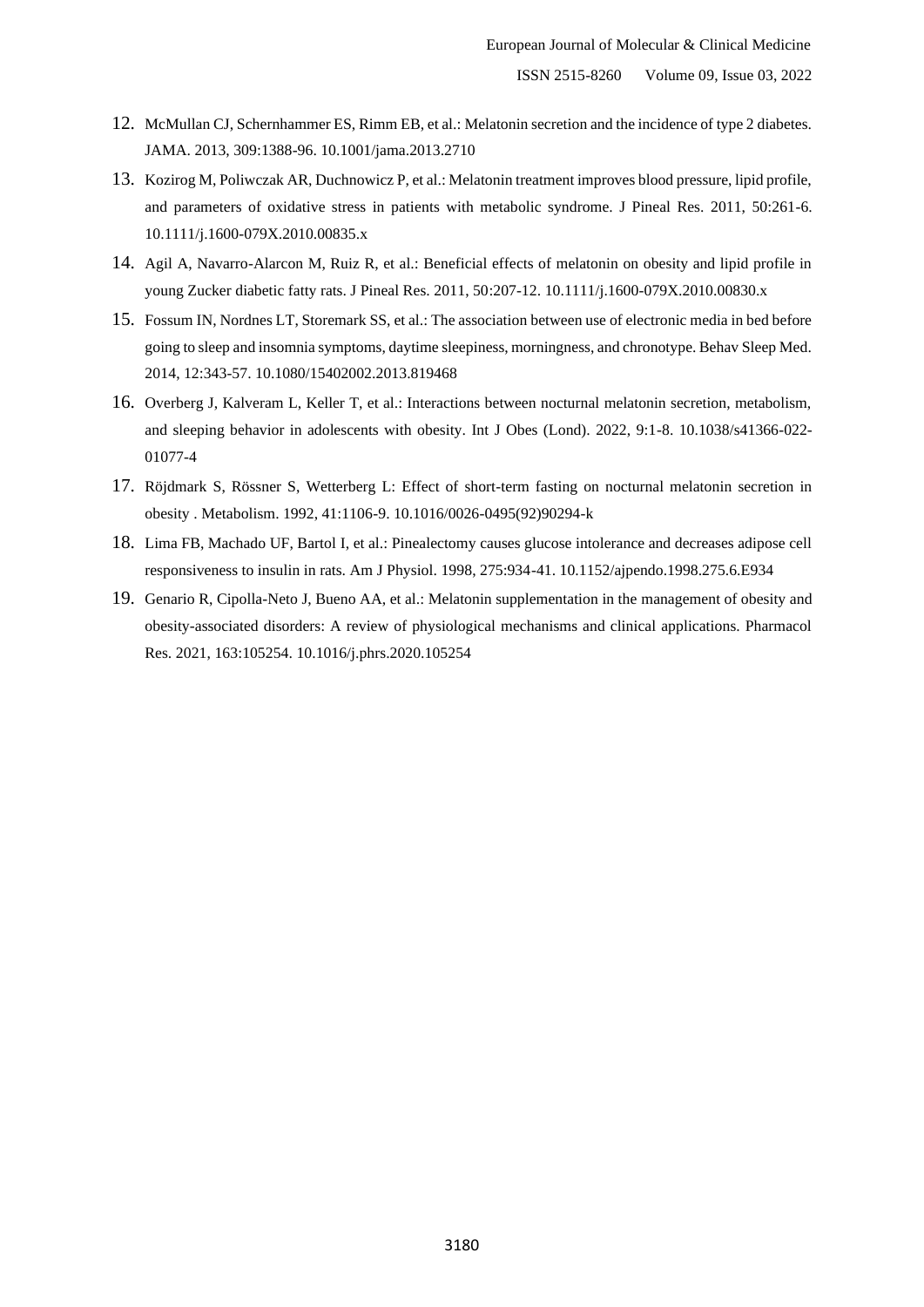12. McMullan CJ, Schernhammer ES, Rimm EB, et al.: Melatonin secretion and the incidence of type 2 diabetes. JAMA. 2013, 309:1388-96. 10.1001/jama.2013.2710
13. Kozirog M, Poliwczak AR, Duchnowicz P, et al.: Melatonin treatment improves blood pressure, lipid profile, and parameters of oxidative stress in patients with metabolic syndrome. J Pineal Res. 2011, 50:261-6. 10.1111/j.1600-079X.2010.00835.x
14. Agil A, Navarro-Alarcon M, Ruiz R, et al.: Beneficial effects of melatonin on obesity and lipid profile in young Zucker diabetic fatty rats. J Pineal Res. 2011, 50:207-12. 10.1111/j.1600-079X.2010.00830.x
15. Fossum IN, Nordnes LT, Storemark SS, et al.: The association between use of electronic media in bed before going to sleep and insomnia symptoms, daytime sleepiness, morningness, and chronotype. Behav Sleep Med. 2014, 12:343-57. 10.1080/15402002.2013.819468
16. Overberg J, Kalveram L, Keller T, et al.: Interactions between nocturnal melatonin secretion, metabolism, and sleeping behavior in adolescents with obesity. Int J Obes (Lond). 2022, 9:1-8. 10.1038/s41366-022-01077-4
17. Röjdmark S, Rössner S, Wetterberg L: Effect of short-term fasting on nocturnal melatonin secretion in obesity . Metabolism. 1992, 41:1106-9. 10.1016/0026-0495(92)90294-k
18. Lima FB, Machado UF, Bartol I, et al.: Pinealectomy causes glucose intolerance and decreases adipose cell responsiveness to insulin in rats. Am J Physiol. 1998, 275:934-41. 10.1152/ajpendo.1998.275.6.E934
19. Genario R, Cipolla-Neto J, Bueno AA, et al.: Melatonin supplementation in the management of obesity and obesity-associated disorders: A review of physiological mechanisms and clinical applications. Pharmacol Res. 2021, 163:105254. 10.1016/j.phrs.2020.105254